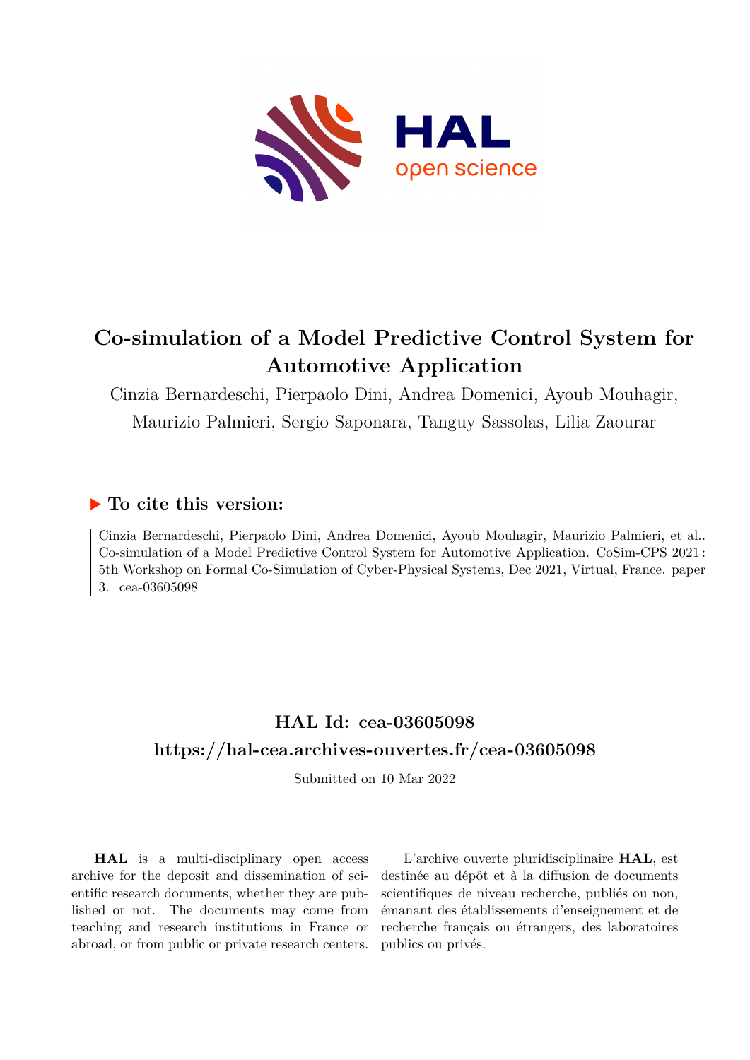# Co-simulation of a Model Predictive Control System for Automotive Application

Cinzia Bernardeschi, Pierpaolo Dini, Andrea Domenici, Ayoub Mouhagir, Maurizio Palmieri, Sergio Saponara, Tanguy Sassolas, Lilia Zaourar

## ▶ To cite this version:

Cinzia Bernardeschi, Pierpaolo Dini, Andrea Domenici, Ayoub Mouhagir, Maurizio Palmieri, et al.. Co-simulation of a Model Predictive Control System for Automotive Application. CoSim-CPS 2021 : 5th Workshop on Formal Co-Simulation of Cyber-Physical Systems, Dec 2021, Virtual, France. paper 3. cea-03605098

## HAL Id: cea-03605098

## https://hal-cea.archives-ouvertes.fr/cea-03605098

Submitted on 10 Mar 2022

**HAL** is a multi-disciplinary open access archive for the deposit and dissemination of scientific research documents, whether they are published or not. The documents may come from teaching and research institutions in France or abroad, or from public or private research centers.

L'archive ouverte pluridisciplinaire **HAL**, est destinée au dépôt et à la diffusion de documents scientifiques de niveau recherche, publiés ou non, émanant des établissements d'enseignement et de recherche français ou étrangers, des laboratoires publics ou privés.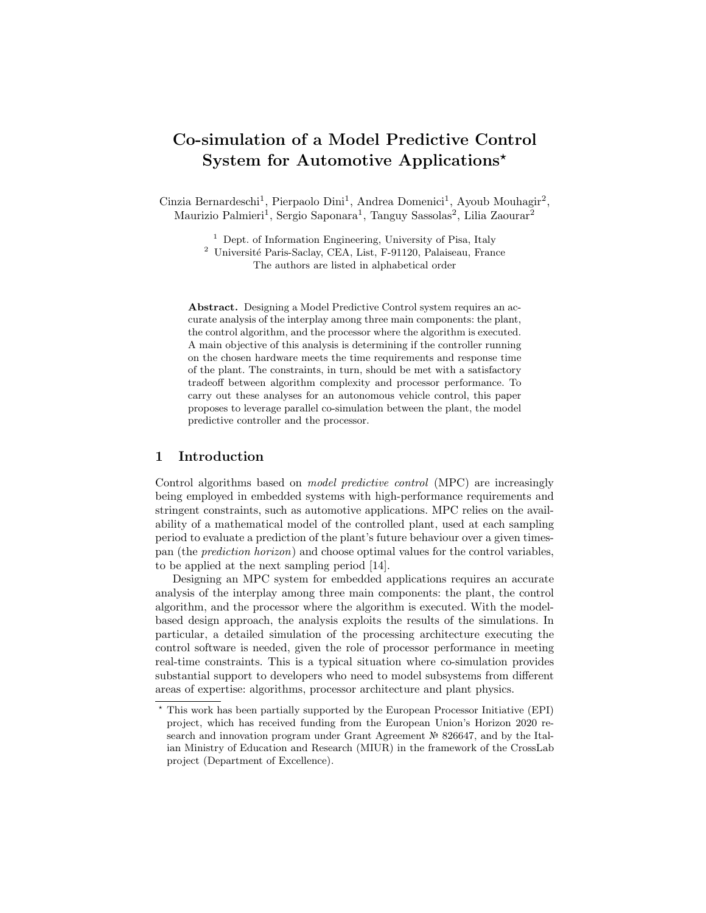# Co-simulation of a Model Predictive Control System for Automotive Applications*

Cinzia Bernardeschi[1], Pierpaolo Dini[1], Andrea Domenici[1], Ayoub Mouhagir[2], Maurizio Palmieri[1], Sergio Saponara[1], Tanguy Sassolas[2], Lilia Zaourar[2]

[1] Dept. of Information Engineering, University of Pisa, Italy
[2] Université Paris-Saclay, CEA, List, F-91120, Palaiseau, France
The authors are listed in alphabetical order

**Abstract.** Designing a Model Predictive Control system requires an accurate analysis of the interplay among three main components: the plant, the control algorithm, and the processor where the algorithm is executed. A main objective of this analysis is determining if the controller running on the chosen hardware meets the time requirements and response time of the plant. The constraints, in turn, should be met with a satisfactory tradeoff between algorithm complexity and processor performance. To carry out these analyses for an autonomous vehicle control, this paper proposes to leverage parallel co-simulation between the plant, the model predictive controller and the processor.

## 1 Introduction

Control algorithms based on *model predictive control* (MPC) are increasingly being employed in embedded systems with high-performance requirements and stringent constraints, such as automotive applications. MPC relies on the availability of a mathematical model of the controlled plant, used at each sampling period to evaluate a prediction of the plant's future behaviour over a given timespan (the *prediction horizon*) and choose optimal values for the control variables, to be applied at the next sampling period [14].

Designing an MPC system for embedded applications requires an accurate analysis of the interplay among three main components: the plant, the control algorithm, and the processor where the algorithm is executed. With the model-based design approach, the analysis exploits the results of the simulations. In particular, a detailed simulation of the processing architecture executing the control software is needed, given the role of processor performance in meeting real-time constraints. This is a typical situation where co-simulation provides substantial support to developers who need to model subsystems from different areas of expertise: algorithms, processor architecture and plant physics.

* This work has been partially supported by the European Processor Initiative (EPI) project, which has received funding from the European Union's Horizon 2020 research and innovation program under Grant Agreement № 826647, and by the Italian Ministry of Education and Research (MIUR) in the framework of the CrossLab project (Department of Excellence).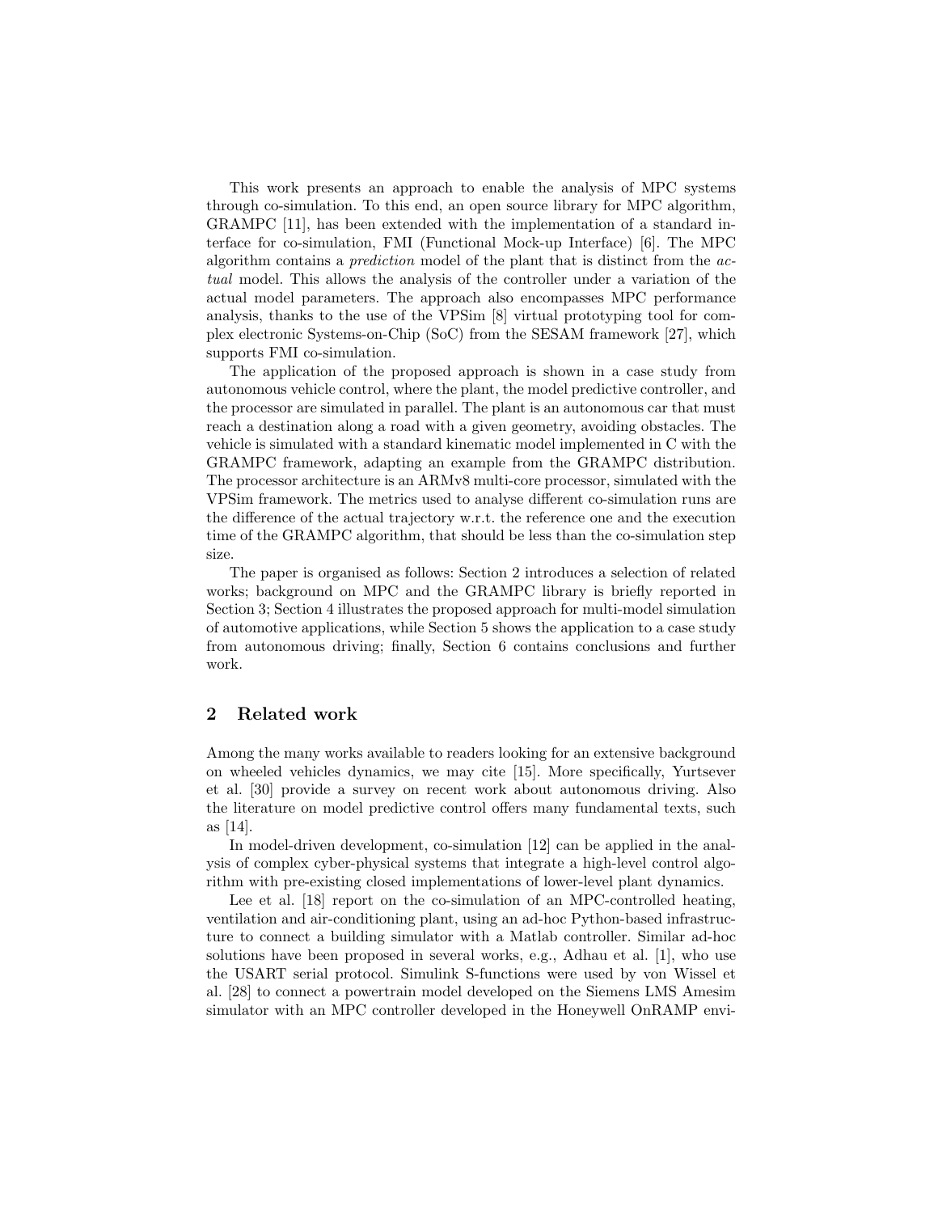This work presents an approach to enable the analysis of MPC systems through co-simulation. To this end, an open source library for MPC algorithm, GRAMPC [11], has been extended with the implementation of a standard interface for co-simulation, FMI (Functional Mock-up Interface) [6]. The MPC algorithm contains a *prediction* model of the plant that is distinct from the *actual* model. This allows the analysis of the controller under a variation of the actual model parameters. The approach also encompasses MPC performance analysis, thanks to the use of the VPSim [8] virtual prototyping tool for complex electronic Systems-on-Chip (SoC) from the SESAM framework [27], which supports FMI co-simulation.

The application of the proposed approach is shown in a case study from autonomous vehicle control, where the plant, the model predictive controller, and the processor are simulated in parallel. The plant is an autonomous car that must reach a destination along a road with a given geometry, avoiding obstacles. The vehicle is simulated with a standard kinematic model implemented in C with the GRAMPC framework, adapting an example from the GRAMPC distribution. The processor architecture is an ARMv8 multi-core processor, simulated with the VPSim framework. The metrics used to analyse different co-simulation runs are the difference of the actual trajectory w.r.t. the reference one and the execution time of the GRAMPC algorithm, that should be less than the co-simulation step size.

The paper is organised as follows: Section 2 introduces a selection of related works; background on MPC and the GRAMPC library is briefly reported in Section 3; Section 4 illustrates the proposed approach for multi-model simulation of automotive applications, while Section 5 shows the application to a case study from autonomous driving; finally, Section 6 contains conclusions and further work.

## 2 Related work

Among the many works available to readers looking for an extensive background on wheeled vehicles dynamics, we may cite [15]. More specifically, Yurtsever et al. [30] provide a survey on recent work about autonomous driving. Also the literature on model predictive control offers many fundamental texts, such as [14].

In model-driven development, co-simulation [12] can be applied in the analysis of complex cyber-physical systems that integrate a high-level control algorithm with pre-existing closed implementations of lower-level plant dynamics.

Lee et al. [18] report on the co-simulation of an MPC-controlled heating, ventilation and air-conditioning plant, using an ad-hoc Python-based infrastructure to connect a building simulator with a Matlab controller. Similar ad-hoc solutions have been proposed in several works, e.g., Adhau et al. [1], who use the USART serial protocol. Simulink S-functions were used by von Wissel et al. [28] to connect a powertrain model developed on the Siemens LMS Amesim simulator with an MPC controller developed in the Honeywell OnRAMP envi-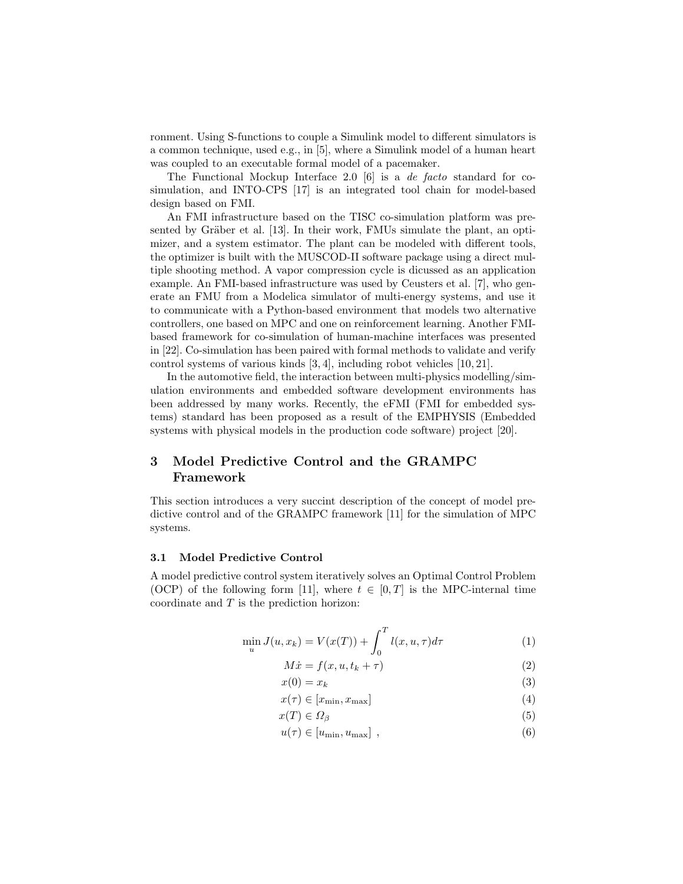ronment. Using S-functions to couple a Simulink model to different simulators is a common technique, used e.g., in [5], where a Simulink model of a human heart was coupled to an executable formal model of a pacemaker.

The Functional Mockup Interface 2.0 [6] is a *de facto* standard for co-simulation, and INTO-CPS [17] is an integrated tool chain for model-based design based on FMI.

An FMI infrastructure based on the TISC co-simulation platform was presented by Gräber et al. [13]. In their work, FMUs simulate the plant, an optimizer, and a system estimator. The plant can be modeled with different tools, the optimizer is built with the MUSCOD-II software package using a direct multiple shooting method. A vapor compression cycle is dicussed as an application example. An FMI-based infrastructure was used by Ceusters et al. [7], who generate an FMU from a Modelica simulator of multi-energy systems, and use it to communicate with a Python-based environment that models two alternative controllers, one based on MPC and one on reinforcement learning. Another FMI-based framework for co-simulation of human-machine interfaces was presented in [22]. Co-simulation has been paired with formal methods to validate and verify control systems of various kinds [3, 4], including robot vehicles [10, 21].

In the automotive field, the interaction between multi-physics modelling/simulation environments and embedded software development environments has been addressed by many works. Recently, the eFMI (FMI for embedded systems) standard has been proposed as a result of the EMPHYSIS (Embedded systems with physical models in the production code software) project [20].

## 3 Model Predictive Control and the GRAMPC Framework

This section introduces a very succint description of the concept of model predictive control and of the GRAMPC framework [11] for the simulation of MPC systems.

### 3.1 Model Predictive Control

A model predictive control system iteratively solves an Optimal Control Problem (OCP) of the following form [11], where $t \in [0, T]$ is the MPC-internal time coordinate and $T$ is the prediction horizon:

$$\min_{u} J(u, x_k) = V(x(T)) + \int_0^T l(x, u, \tau) d\tau \tag{1}$$

$$M\dot{x} = f(x, u, t_k + \tau) \tag{2}$$

$$x(0) = x_k \tag{3}$$

$$x(\tau) \in [x_{\min}, x_{\max}] \tag{4}$$

$$x(T) \in \Omega_\beta \tag{5}$$

$$u(\tau) \in [u_{\min}, u_{\max}] \ , \tag{6}$$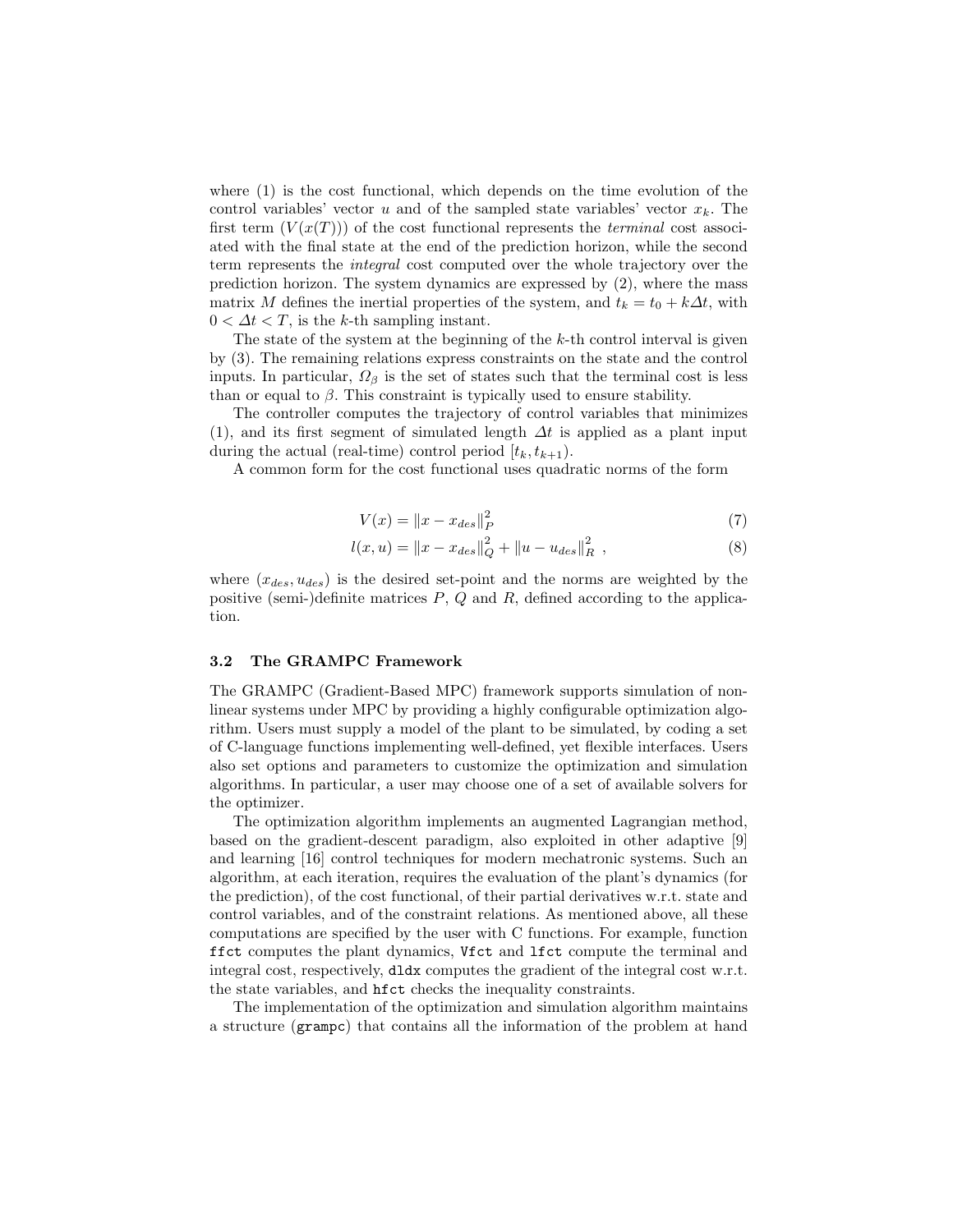where (1) is the cost functional, which depends on the time evolution of the control variables' vector $u$ and of the sampled state variables' vector $x_k$. The first term ($V(x(T))$) of the cost functional represents the *terminal* cost associated with the final state at the end of the prediction horizon, while the second term represents the *integral* cost computed over the whole trajectory over the prediction horizon. The system dynamics are expressed by (2), where the mass matrix $M$ defines the inertial properties of the system, and $t_k = t_0 + k\Delta t$, with $0 < \Delta t < T$, is the $k$-th sampling instant.

The state of the system at the beginning of the $k$-th control interval is given by (3). The remaining relations express constraints on the state and the control inputs. In particular, $\Omega_\beta$ is the set of states such that the terminal cost is less than or equal to $\beta$. This constraint is typically used to ensure stability.

The controller computes the trajectory of control variables that minimizes (1), and its first segment of simulated length $\Delta t$ is applied as a plant input during the actual (real-time) control period $[t_k, t_{k+1})$.

A common form for the cost functional uses quadratic norms of the form

$$V(x) = \|x - x_{des}\|_P^2 \tag{7}$$

$$l(x, u) = \|x - x_{des}\|_Q^2 + \|u - u_{des}\|_R^2 , \tag{8}$$

where $(x_{des}, u_{des})$ is the desired set-point and the norms are weighted by the positive (semi-)definite matrices $P$, $Q$ and $R$, defined according to the application.

### 3.2 The GRAMPC Framework

The GRAMPC (Gradient-Based MPC) framework supports simulation of nonlinear systems under MPC by providing a highly configurable optimization algorithm. Users must supply a model of the plant to be simulated, by coding a set of C-language functions implementing well-defined, yet flexible interfaces. Users also set options and parameters to customize the optimization and simulation algorithms. In particular, a user may choose one of a set of available solvers for the optimizer.

The optimization algorithm implements an augmented Lagrangian method, based on the gradient-descent paradigm, also exploited in other adaptive [9] and learning [16] control techniques requires for modern mechatronic systems. Such an algorithm, at each iteration, requires the evaluation of the plant's dynamics (for the prediction), of the cost functional, of their partial derivatives w.r.t. state and control variables, and of the constraint relations. As mentioned above, all these computations are specified by the user with C functions. For example, function `ffct` computes the plant dynamics, `Vfct` and `lfct` compute the terminal and integral cost, respectively, `dldx` computes the gradient of the integral cost w.r.t. the state variables, and `hfct` checks the inequality constraints.

The implementation of the optimization and simulation algorithm maintains a structure (`grampc`) that contains all the information of the problem at hand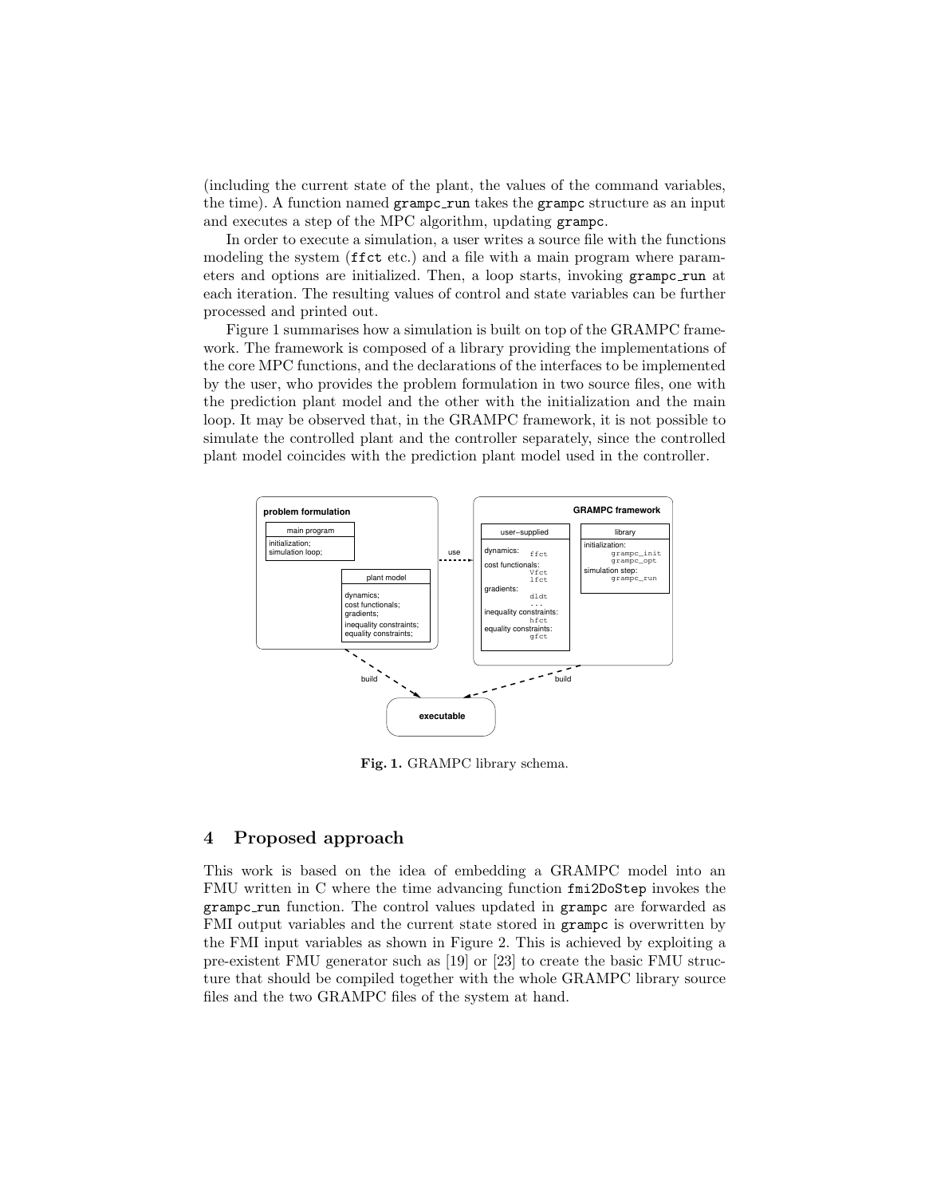(including the current state of the plant, the values of the command variables, the time). A function named `grampc_run` takes the `grampc` structure as an input and executes a step of the MPC algorithm, updating `grampc`.

In order to execute a simulation, a user writes a source file with the functions modeling the system (`ffct` etc.) and a file with a main program where parameters and options are initialized. Then, a loop starts, invoking `grampc_run` at each iteration. The resulting values of control and state variables can be further processed and printed out.

Figure 1 summarises how a simulation is built on top of the GRAMPC framework. The framework is composed of a library providing the implementations of the core MPC functions, and the declarations of the interfaces to be implemented by the user, who provides the problem formulation in two source files, one with the prediction plant model and the other with the initialization and the main loop. It may be observed that, in the GRAMPC framework, it is not possible to simulate the controlled plant and the controller separately, since the controlled plant model coincides with the prediction plant model used in the controller.

**Fig. 1.** GRAMPC library schema.

## 4 Proposed approach

This work is based on the idea of embedding a GRAMPC model into an FMU written in C where the time advancing function `fmi2DoStep` invokes the `grampc_run` function. The control values updated in `grampc` are forwarded as FMI output variables and the current state stored in `grampc` is overwritten by the FMI input variables as shown in Figure 2. This is achieved by exploiting a pre-existent FMU generator such as [19] or [23] to create the basic FMU structure that should be compiled together with the whole GRAMPC library source files and the two GRAMPC files of the system at hand.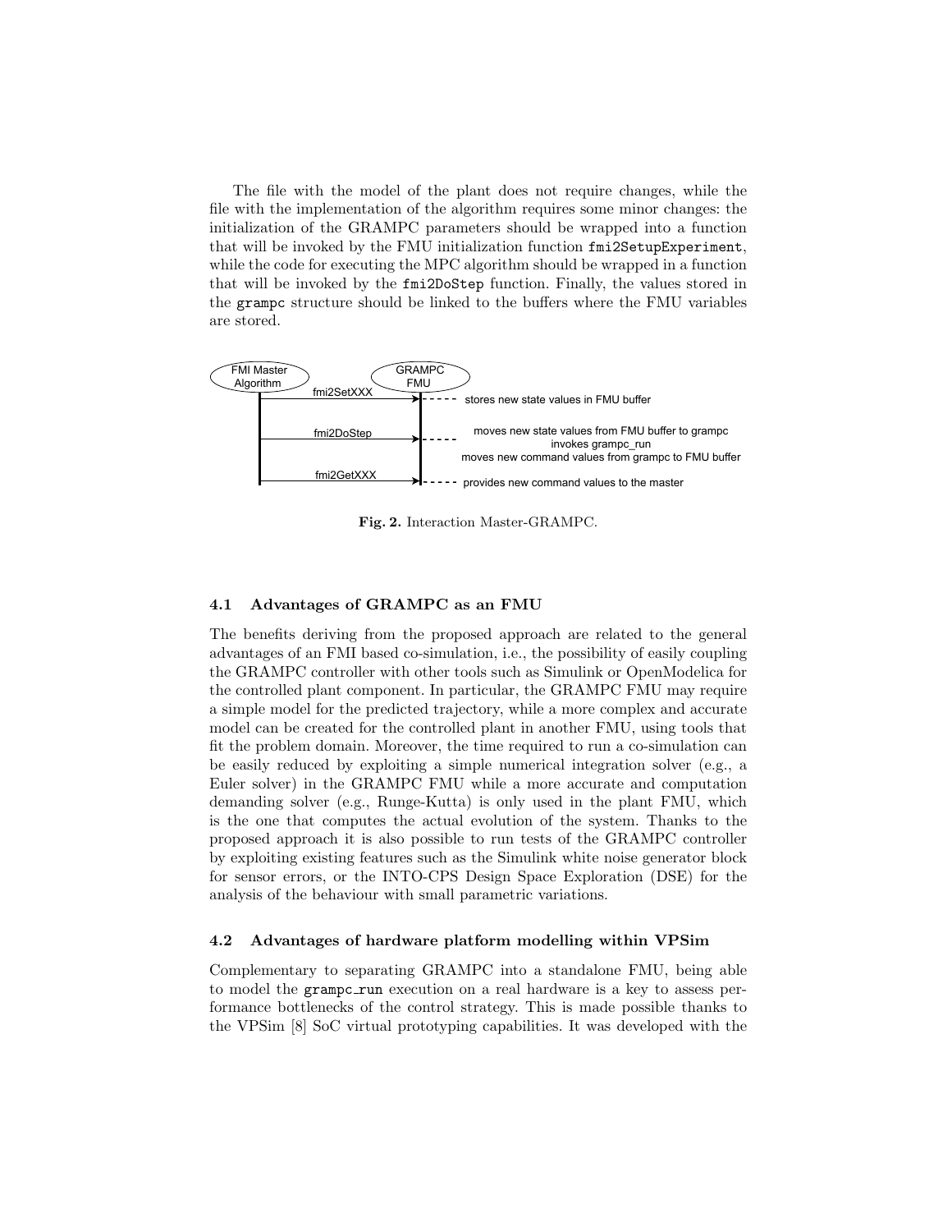The file with the model of the plant does not require changes, while the file with the implementation of the algorithm requires some minor changes: the initialization of the GRAMPC parameters should be wrapped into a function that will be invoked by the FMU initialization function `fmi2SetupExperiment`, while the code for executing the MPC algorithm should be wrapped in a function that will be invoked by the `fmi2DoStep` function. Finally, the values stored in the `grampc` structure should be linked to the buffers where the FMU variables are stored.

| FMI Master Algorithm | | GRAMPC FMU | |
|---|---|---|---|
| | fmi2SetXXX → | | stores new state values in FMU buffer |
| | fmi2DoStep → | | moves new state values from FMU buffer to grampc; invokes grampc_run; moves new command values from grampc to FMU buffer |
| | fmi2GetXXX → | | provides new command values to the master |

**Fig. 2.** Interaction Master-GRAMPC.

### 4.1 Advantages of GRAMPC as an FMU

The benefits deriving from the proposed approach are related to the general advantages of an FMI based co-simulation, i.e., the possibility of easily coupling the GRAMPC controller with other tools such as Simulink or OpenModelica for the controlled plant component. In particular, the GRAMPC FMU may require a simple model for the predicted trajectory, while a more complex and accurate model can be created for the controlled plant in another FMU, using tools that fit the problem domain. Moreover, the time required to run a co-simulation can be easily reduced by exploiting a simple numerical integration solver (e.g., a Euler solver) in the GRAMPC FMU while a more accurate and computation demanding solver (e.g., Runge-Kutta) is only used in the plant FMU, which is the one that computes the actual evolution of the system. Thanks to the proposed approach it is also possible to run tests of the GRAMPC controller by exploiting existing features such as the Simulink white noise generator block for sensor errors, or the INTO-CPS Design Space Exploration (DSE) for the analysis of the behaviour with small parametric variations.

### 4.2 Advantages of hardware platform modelling within VPSim

Complementary to separating GRAMPC into a standalone FMU, being able to model the `grampc_run` execution on a real hardware is a key to assess performance bottlenecks of the control strategy. This is made possible thanks to the VPSim [8] SoC virtual prototyping capabilities. It was developed with the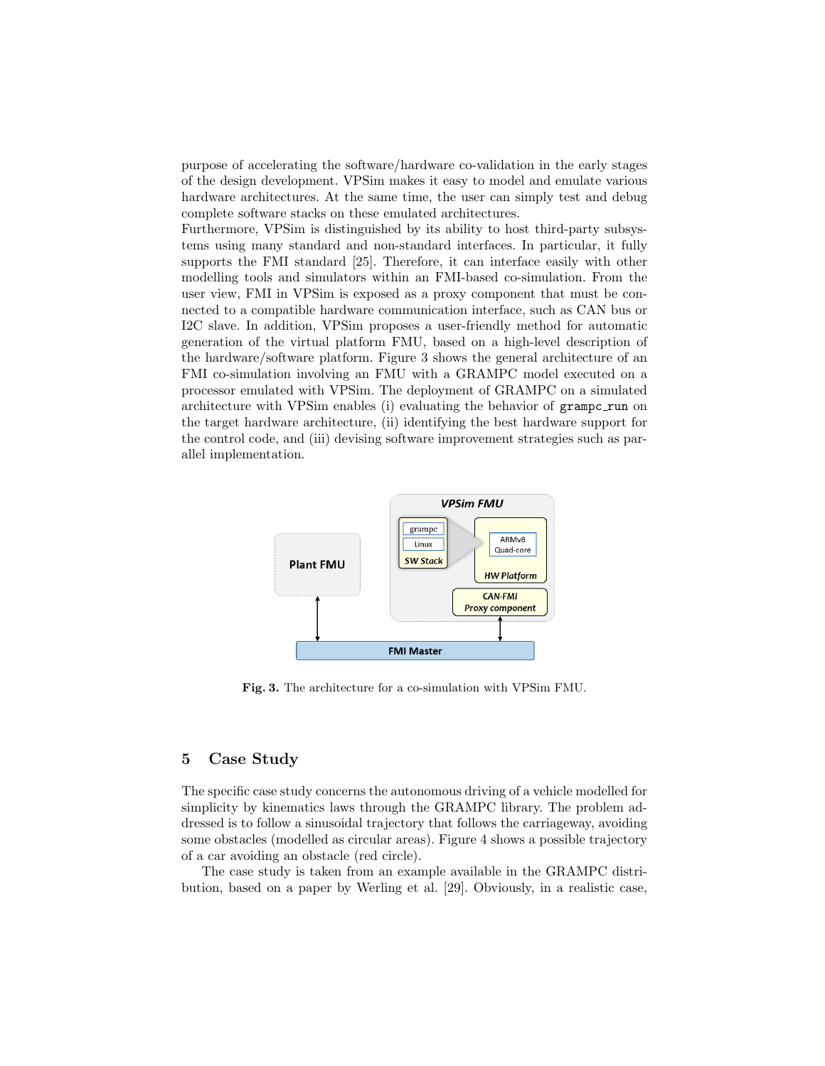purpose of accelerating the software/hardware co-validation in the early stages of the design development. VPSim makes it easy to model and emulate various hardware architectures. At the same time, the user can simply test and debug complete software stacks on these emulated architectures.
Furthermore, VPSim is distinguished by its ability to host third-party subsystems using many standard and non-standard interfaces. In particular, it fully supports the FMI standard [25]. Therefore, it can interface easily with other modelling tools and simulators within an FMI-based co-simulation. From the user view, FMI in VPSim is exposed as a proxy component that must be connected to a compatible hardware communication interface, such as CAN bus or I2C slave. In addition, VPSim proposes a user-friendly method for automatic generation of the virtual platform FMU, based on a high-level description of the hardware/software platform. Figure 3 shows the general architecture of an FMI co-simulation involving an FMU with a GRAMPC model executed on a processor emulated with VPSim. The deployment of GRAMPC on a simulated architecture with VPSim enables (i) evaluating the behavior of `grampc_run` on the target hardware architecture, (ii) identifying the best hardware support for the control code, and (iii) devising software improvement strategies such as parallel implementation.

**Fig. 3.** The architecture for a co-simulation with VPSim FMU.

## 5 Case Study

The specific case study concerns the autonomous driving of a vehicle modelled for simplicity by kinematics laws through the GRAMPC library. The problem addressed is to follow a sinusoidal trajectory that follows the carriageway, avoiding some obstacles (modelled as circular areas). Figure 4 shows a possible trajectory of a car avoiding an obstacle (red circle).

The case study is taken from an example available in the GRAMPC distribution, based on a paper by Werling et al. [29]. Obviously, in a realistic case,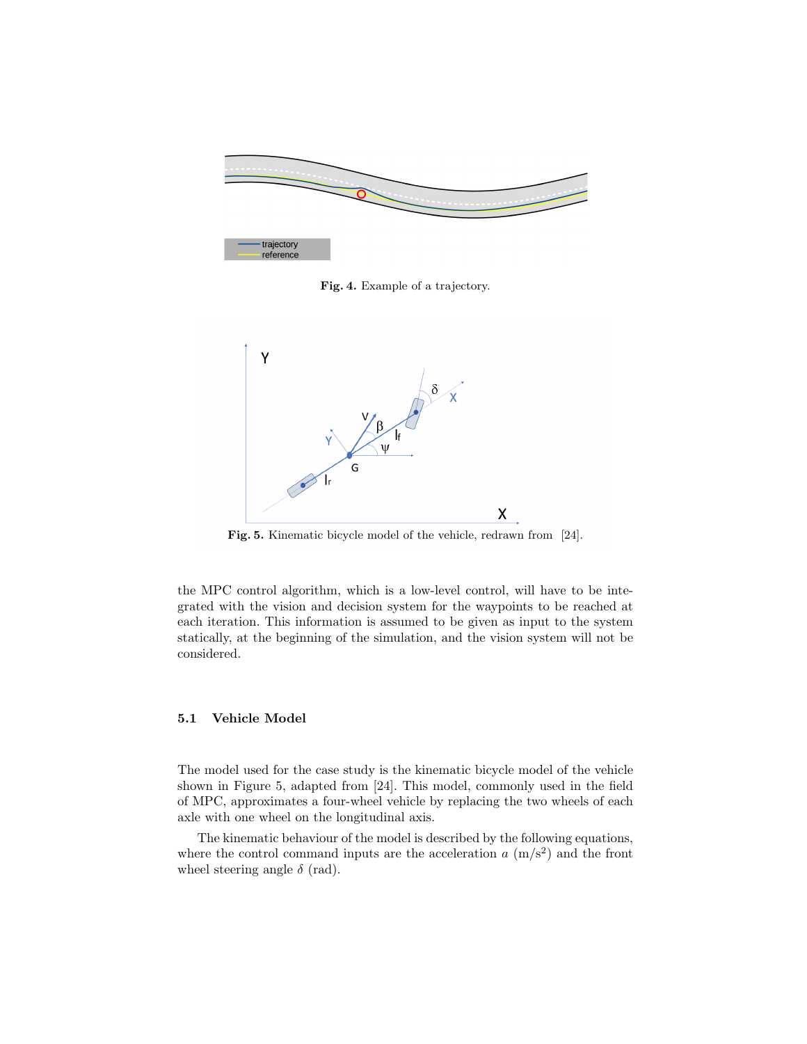Fig. 4. Example of a trajectory.

Fig. 5. Kinematic bicycle model of the vehicle, redrawn from [24].

the MPC control algorithm, which is a low-level control, will have to be integrated with the vision and decision system for the waypoints to be reached at each iteration. This information is assumed to be given as input to the system statically, at the beginning of the simulation, and the vision system will not be considered.

### 5.1 Vehicle Model

The model used for the case study is the kinematic bicycle model of the vehicle shown in Figure 5, adapted from [24]. This model, commonly used in the field of MPC, approximates a four-wheel vehicle by replacing the two wheels of each axle with one wheel on the longitudinal axis.

The kinematic behaviour of the model is described by the following equations, where the control command inputs are the acceleration $a$ ($m/s^2$) and the front wheel steering angle $\delta$ (rad).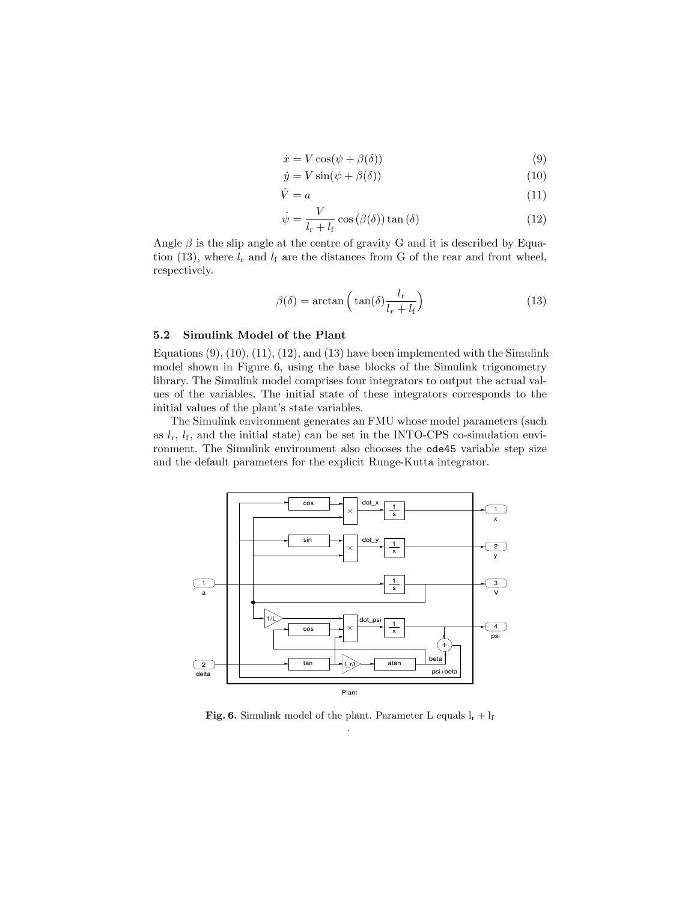$$\dot{x} = V \cos(\psi + \beta(\delta)) \tag{9}$$

$$\dot{y} = V \sin(\psi + \beta(\delta)) \tag{10}$$

$$\dot{V} = a \tag{11}$$

$$\dot{\psi} = \frac{V}{l_\mathrm{r} + l_\mathrm{f}} \cos(\beta(\delta)) \tan(\delta) \tag{12}$$

Angle $\beta$ is the slip angle at the centre of gravity G and it is described by Equation (13), where $l_\mathrm{r}$ and $l_\mathrm{f}$ are the distances from G of the rear and front wheel, respectively.

$$\beta(\delta) = \arctan\Big(\tan(\delta)\frac{l_\mathrm{r}}{l_r + l_\mathrm{f}}\Big) \tag{13}$$

### 5.2 Simulink Model of the Plant

Equations (9), (10), (11), (12), and (13) have been implemented with the Simulink model shown in Figure 6, using the base blocks of the Simulink trigonometry library. The Simulink model comprises four integrators to output the actual values of the variables. The initial state of these integrators corresponds to the initial values of the plant's state variables.

The Simulink environment generates an FMU whose model parameters (such as $l_\mathrm{r}$, $l_\mathrm{f}$, and the initial state) can be set in the INTO-CPS co-simulation environment. The Simulink environment also chooses the `ode45` variable step size and the default parameters for the explicit Runge-Kutta integrator.

**Fig. 6.** Simulink model of the plant. Parameter L equals $\mathrm{l_r} + \mathrm{l_f}$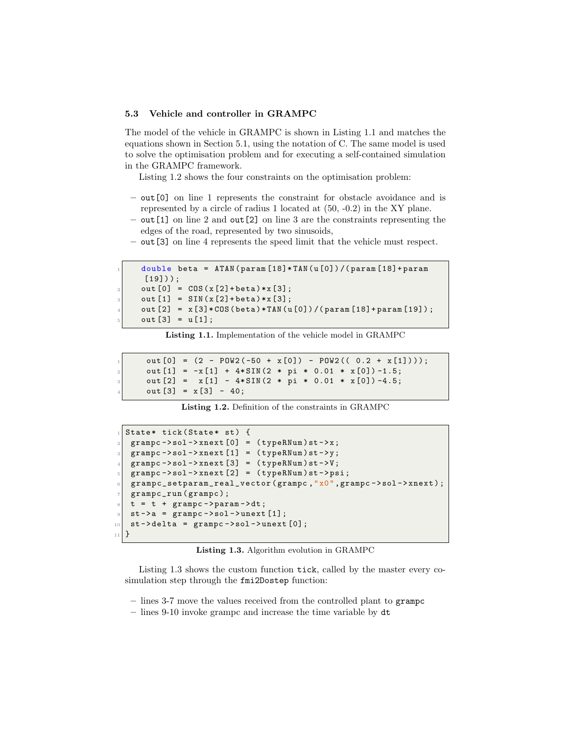### 5.3 Vehicle and controller in GRAMPC

The model of the vehicle in GRAMPC is shown in Listing 1.1 and matches the equations shown in Section 5.1, using the notation of C. The same model is used to solve the optimisation problem and for executing a self-contained simulation in the GRAMPC framework.

Listing 1.2 shows the four constraints on the optimisation problem:

- `out[0]` on line 1 represents the constraint for obstacle avoidance and is represented by a circle of radius 1 located at (50, -0.2) in the XY plane.
- `out[1]` on line 2 and `out[2]` on line 3 are the constraints representing the edges of the road, represented by two sinusoids,
- `out[3]` on line 4 represents the speed limit that the vehicle must respect.

```
double beta = ATAN(param[18]*TAN(u[0])/(param[18]+param[19]));
out[0] = COS(x[2]+beta)*x[3];
out[1] = SIN(x[2]+beta)*x[3];
out[2] = x[3]*COS(beta)*TAN(u[0])/(param[18]+param[19]);
out[3] = u[1];
```

**Listing 1.1.** Implementation of the vehicle model in GRAMPC

```
out[0] = (2 - POW2(-50 + x[0]) - POW2(( 0.2 + x[1])));
out[1] = -x[1] + 4*SIN(2 * pi * 0.01 * x[0])-1.5;
out[2] =  x[1] - 4*SIN(2 * pi * 0.01 * x[0])-4.5;
out[3] = x[3] - 40;
```

**Listing 1.2.** Definition of the constraints in GRAMPC

```
State* tick(State* st) {
 grampc->sol->xnext[0] = (typeRNum)st->x;
 grampc->sol->xnext[1] = (typeRNum)st->y;
 grampc->sol->xnext[3] = (typeRNum)st->V;
 grampc->sol->xnext[2] = (typeRNum)st->psi;
 grampc_setparam_real_vector(grampc,"x0",grampc->sol->xnext);
 grampc_run(grampc);
 t = t + grampc->param->dt;
 st->a = grampc->sol->unext[1];
 st->delta = grampc->sol->unext[0];
}
```

**Listing 1.3.** Algorithm evolution in GRAMPC

Listing 1.3 shows the custom function `tick`, called by the master every co-simulation step through the `fmi2Dostep` function:

- lines 3-7 move the values received from the controlled plant to `grampc`
- lines 9-10 invoke grampc and increase the time variable by `dt`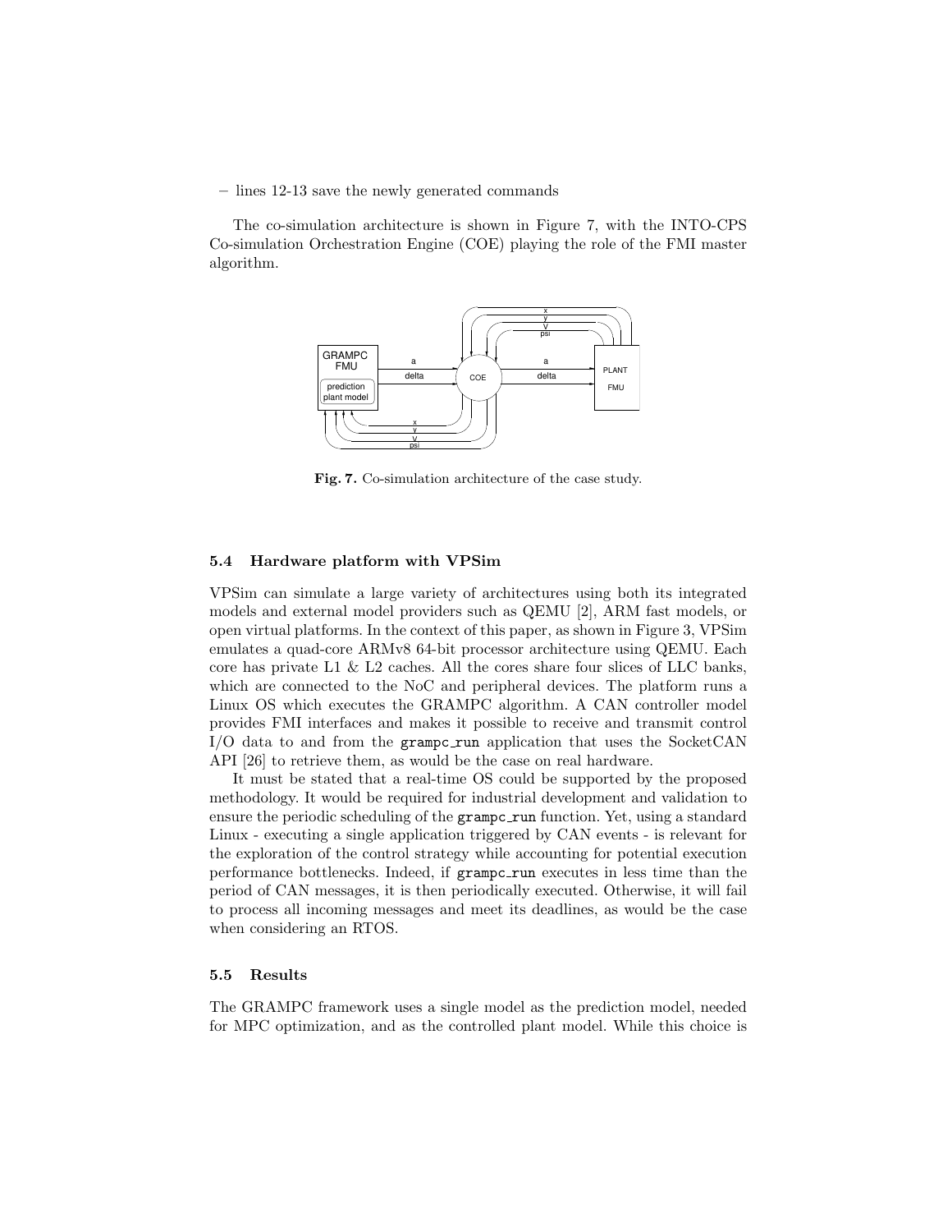– lines 12-13 save the newly generated commands

The co-simulation architecture is shown in Figure 7, with the INTO-CPS Co-simulation Orchestration Engine (COE) playing the role of the FMI master algorithm.

**Fig. 7.** Co-simulation architecture of the case study.

### 5.4 Hardware platform with VPSim

VPSim can simulate a large variety of architectures using both its integrated models and external model providers such as QEMU [2], ARM fast models, or open virtual platforms. In the context of this paper, as shown in Figure 3, VPSim emulates a quad-core ARMv8 64-bit processor architecture using QEMU. Each core has private L1 & L2 caches. All the cores share four slices of LLC banks, which are connected to the NoC and peripheral devices. The platform runs a Linux OS which executes the GRAMPC algorithm. A CAN controller model provides FMI interfaces and makes it possible to receive and transmit control I/O data to and from the `grampc_run` application that uses the SocketCAN API [26] to retrieve them, as would be the case on real hardware.

It must be stated that a real-time OS could be supported by the proposed methodology. It would be required for industrial development and validation to ensure the periodic scheduling of the `grampc_run` function. Yet, using a standard Linux - executing a single application triggered by CAN events - is relevant for the exploration of the control strategy while accounting for potential execution performance bottlenecks. Indeed, if `grampc_run` executes in less time than the period of CAN messages, it is then periodically executed. Otherwise, it will fail to process all incoming messages and meet its deadlines, as would be the case when considering an RTOS.

### 5.5 Results

The GRAMPC framework uses a single model as the prediction model, needed for MPC optimization, and as the controlled plant model. While this choice is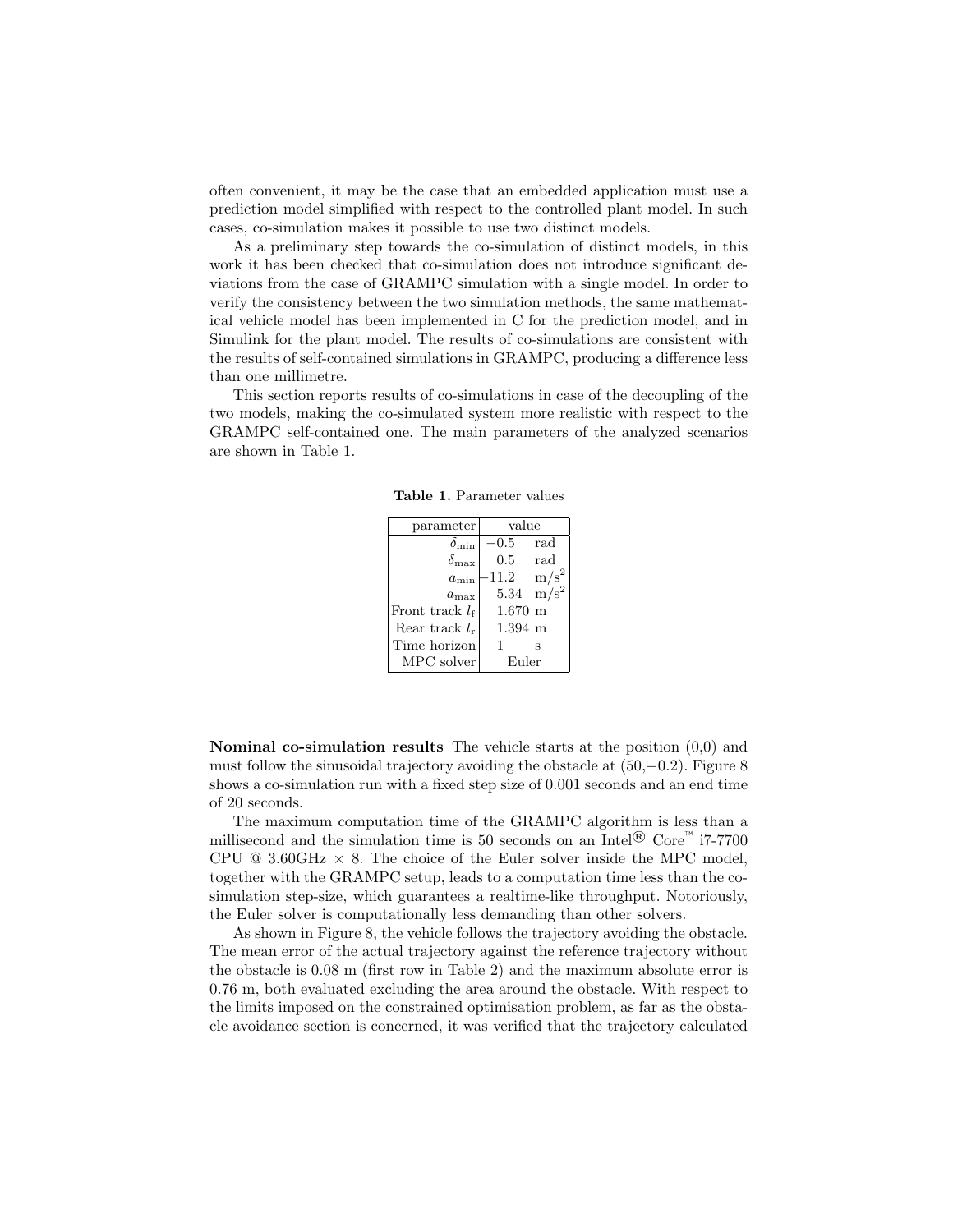often convenient, it may be the case that an embedded application must use a prediction model simplified with respect to the controlled plant model. In such cases, co-simulation makes it possible to use two distinct models.

As a preliminary step towards the co-simulation of distinct models, in this work it has been checked that co-simulation does not introduce significant deviations from the case of GRAMPC simulation with a single model. In order to verify the consistency between the two simulation methods, the same mathematical vehicle model has been implemented in C for the prediction model, and in Simulink for the plant model. The results of co-simulations are consistent with the results of self-contained simulations in GRAMPC, producing a difference less than one millimetre.

This section reports results of co-simulations in case of the decoupling of the two models, making the co-simulated system more realistic with respect to the GRAMPC self-contained one. The main parameters of the analyzed scenarios are shown in Table 1.

**Table 1.** Parameter values

| parameter | value |
|---|---|
| $\delta_{\min}$ | $-0.5$ rad |
| $\delta_{\max}$ | $0.5$ rad |
| $a_{\min}$ | $-11.2$ $\mathrm{m/s^2}$ |
| $a_{\max}$ | $5.34$ $\mathrm{m/s^2}$ |
| Front track $l_{\mathrm{f}}$ | 1.670 m |
| Rear track $l_{\mathrm{r}}$ | 1.394 m |
| Time horizon | 1 s |
| MPC solver | Euler |

**Nominal co-simulation results** The vehicle starts at the position (0,0) and must follow the sinusoidal trajectory avoiding the obstacle at (50,−0.2). Figure 8 shows a co-simulation run with a fixed step size of 0.001 seconds and an end time of 20 seconds.

The maximum computation time of the GRAMPC algorithm is less than a millisecond and the simulation time is 50 seconds on an Intel® Core™ i7-7700 CPU @ 3.60GHz × 8. The choice of the Euler solver inside the MPC model, together with the GRAMPC setup, leads to a computation time less than the co-simulation step-size, which guarantees a realtime-like throughput. Notoriously, the Euler solver is computationally less demanding than other solvers.

As shown in Figure 8, the vehicle follows the trajectory avoiding the obstacle. The mean error of the actual trajectory against the reference trajectory without the obstacle is 0.08 m (first row in Table 2) and the maximum absolute error is 0.76 m, both evaluated excluding the area around the obstacle. With respect to the limits imposed on the constrained optimisation problem, as far as the obstacle avoidance section is concerned, it was verified that the trajectory calculated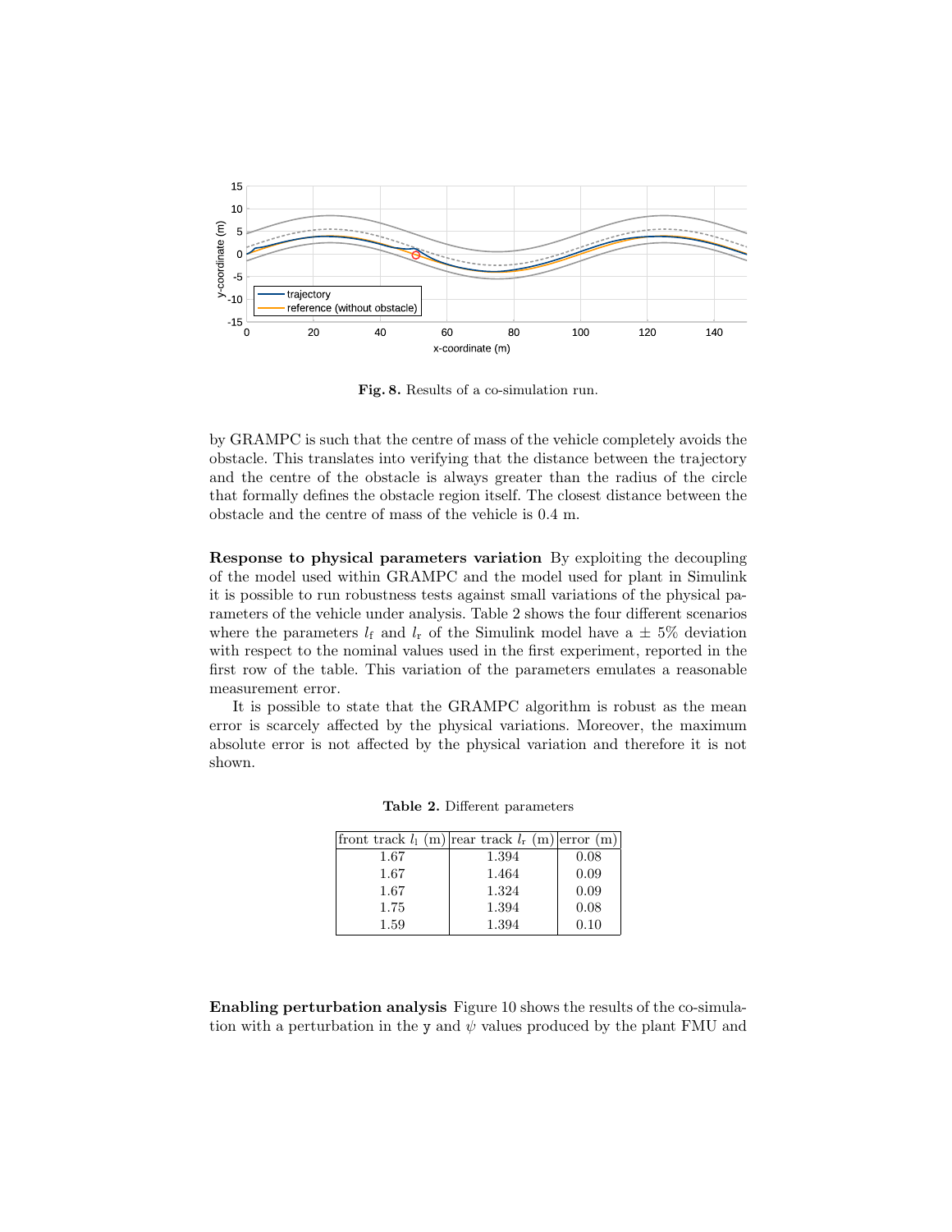**Fig. 8.** Results of a co-simulation run.

by GRAMPC is such that the centre of mass of the vehicle completely avoids the obstacle. This translates into verifying that the distance between the trajectory and the centre of the obstacle is always greater than the radius of the circle that formally defines the obstacle region itself. The closest distance between the obstacle and the centre of mass of the vehicle is 0.4 m.

**Response to physical parameters variation** By exploiting the decoupling of the model used within GRAMPC and the model used for plant in Simulink it is possible to run robustness tests against small variations of the physical parameters of the vehicle under analysis. Table 2 shows the four different scenarios where the parameters $l_\text{f}$ and $l_\text{r}$ of the Simulink model have a $\pm$ 5% deviation with respect to the nominal values used in the first experiment, reported in the first row of the table. This variation of the parameters emulates a reasonable measurement error.

It is possible to state that the GRAMPC algorithm is robust as the mean error is scarcely affected by the physical variations. Moreover, the maximum absolute error is not affected by the physical variation and therefore it is not shown.

**Table 2.** Different parameters

| front track $l_\text{l}$ (m) | rear track $l_\text{r}$ (m) | error (m) |
|---|---|---|
| 1.67 | 1.394 | 0.08 |
| 1.67 | 1.464 | 0.09 |
| 1.67 | 1.324 | 0.09 |
| 1.75 | 1.394 | 0.08 |
| 1.59 | 1.394 | 0.10 |

**Enabling perturbation analysis** Figure 10 shows the results of the co-simulation with a perturbation in the y and $\psi$ values produced by the plant FMU and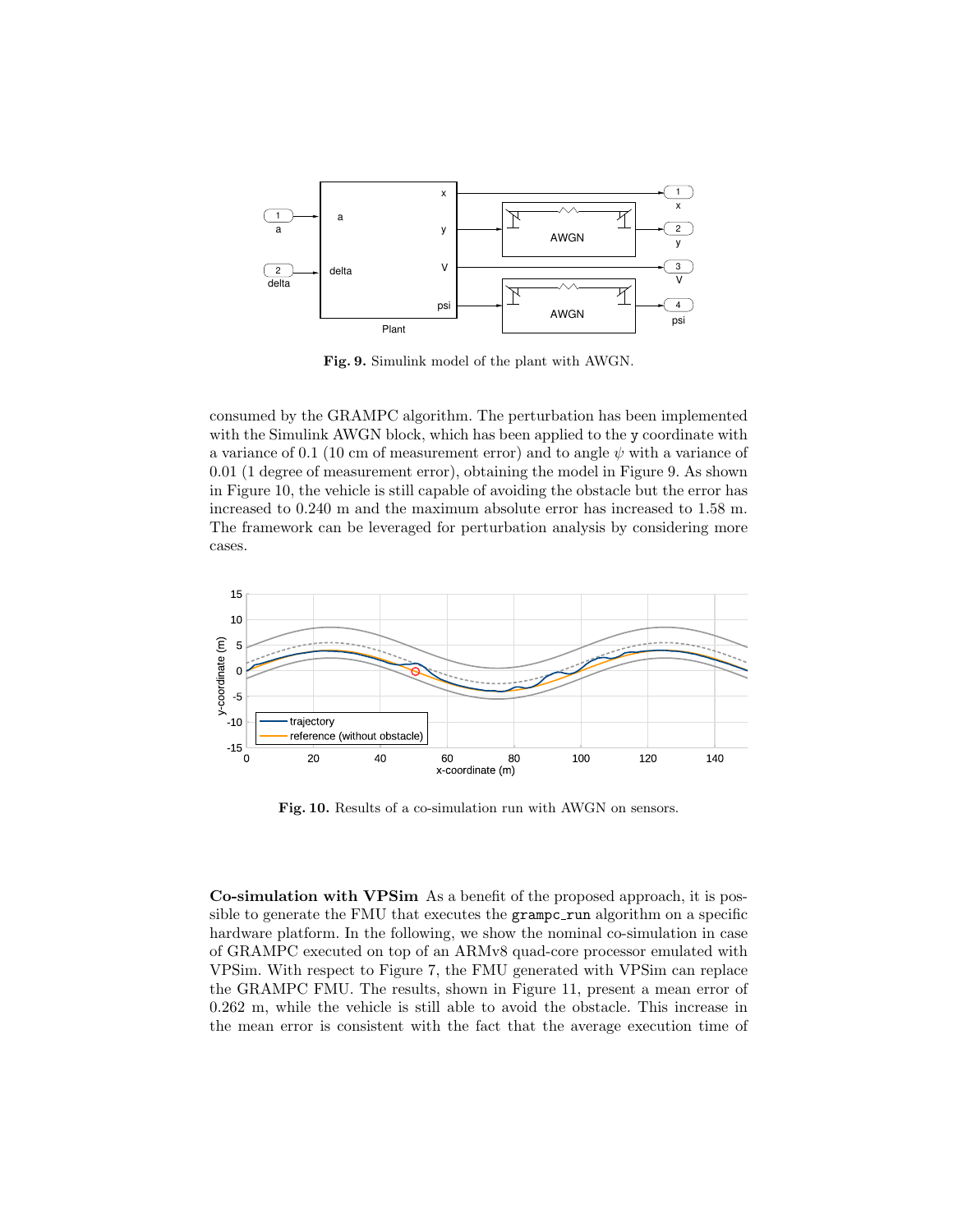Fig. 9. Simulink model of the plant with AWGN.

consumed by the GRAMPC algorithm. The perturbation has been implemented with the Simulink AWGN block, which has been applied to the y coordinate with a variance of 0.1 (10 cm of measurement error) and to angle $\psi$ with a variance of 0.01 (1 degree of measurement error), obtaining the model in Figure 9. As shown in Figure 10, the vehicle is still capable of avoiding the obstacle but the error has increased to 0.240 m and the maximum absolute error has increased to 1.58 m. The framework can be leveraged for perturbation analysis by considering more cases.

Fig. 10. Results of a co-simulation run with AWGN on sensors.

**Co-simulation with VPSim** As a benefit of the proposed approach, it is possible to generate the FMU that executes the `grampc_run` algorithm on a specific hardware platform. In the following, we show the nominal co-simulation in case of GRAMPC executed on top of an ARMv8 quad-core processor emulated with VPSim. With respect to Figure 7, the FMU generated with VPSim can replace the GRAMPC FMU. The results, shown in Figure 11, present a mean error of 0.262 m, while the vehicle is still able to avoid the obstacle. This increase in the mean error is consistent with the fact that the average execution time of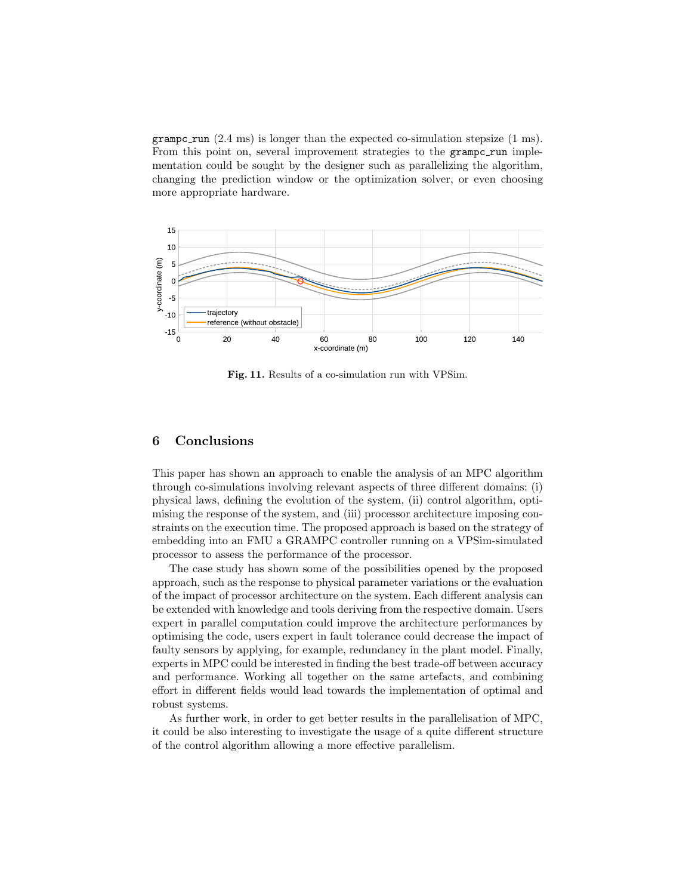`grampc_run` (2.4 ms) is longer than the expected co-simulation stepsize (1 ms). From this point on, several improvement strategies to the `grampc_run` implementation could be sought by the designer such as parallelizing the algorithm, changing the prediction window or the optimization solver, or even choosing more appropriate hardware.

**Fig. 11.** Results of a co-simulation run with VPSim.

## 6 Conclusions

This paper has shown an approach to enable the analysis of an MPC algorithm through co-simulations involving relevant aspects of three different domains: (i) physical laws, defining the evolution of the system, (ii) control algorithm, optimising the response of the system, and (iii) processor architecture imposing constraints on the execution time. The proposed approach is based on the strategy of embedding into an FMU a GRAMPC controller running on a VPSim-simulated processor to assess the performance of the processor.

The case study has shown some of the possibilities opened by the proposed approach, such as the response to physical parameter variations or the evaluation of the impact of processor architecture on the system. Each different analysis can be extended with knowledge and tools deriving from the respective domain. Users expert in parallel computation could improve the architecture performances by optimising the code, users expert in fault tolerance could decrease the impact of faulty sensors by applying, for example, redundancy in the plant model. Finally, experts in MPC could be interested in finding the best trade-off between accuracy and performance. Working all together on the same artefacts, and combining effort in different fields would lead towards the implementation of optimal and robust systems.

As further work, in order to get better results in the parallelisation of MPC, it could be also interesting to investigate the usage of a quite different structure of the control algorithm allowing a more effective parallelism.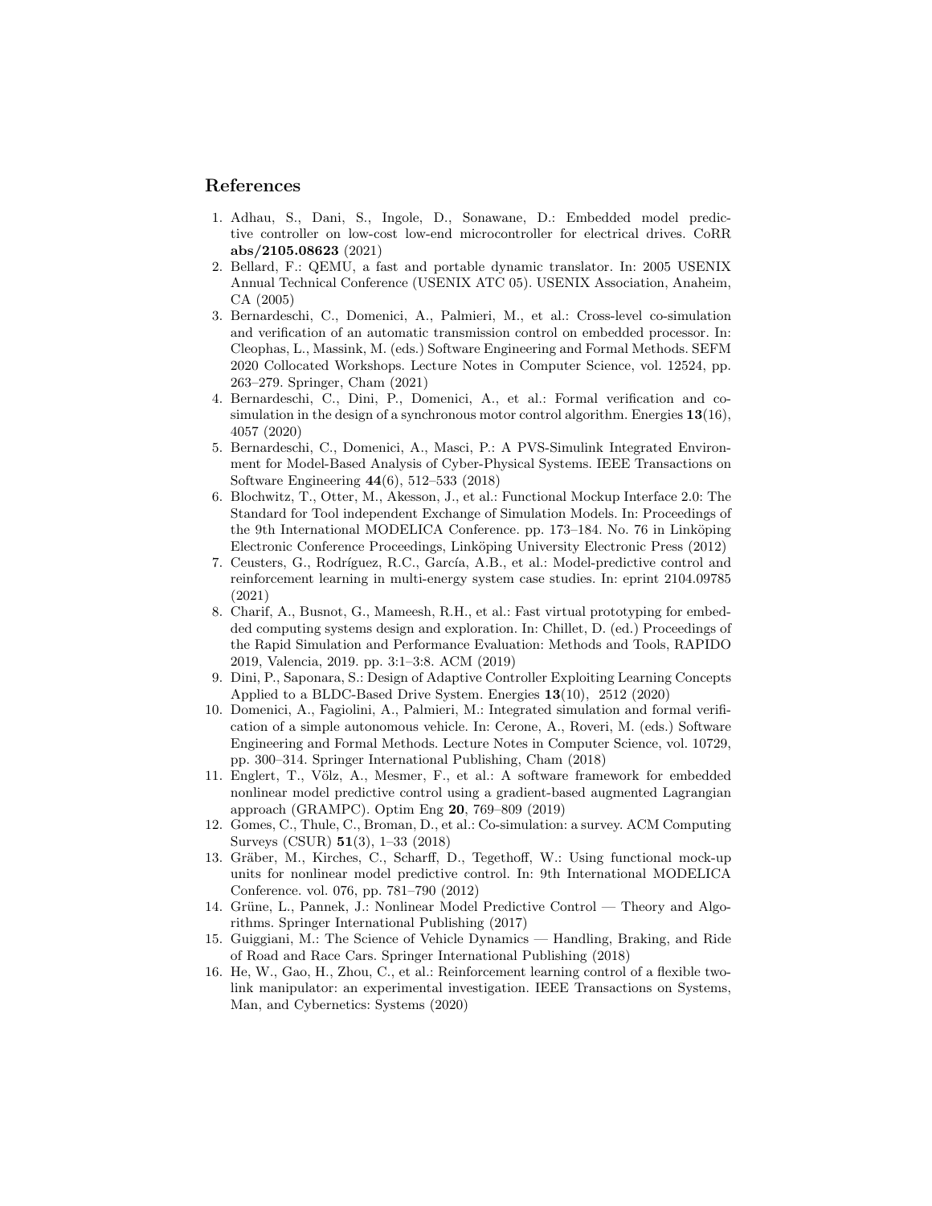## References

1. Adhau, S., Dani, S., Ingole, D., Sonawane, D.: Embedded model predictive controller on low-cost low-end microcontroller for electrical drives. CoRR **abs/2105.08623** (2021)
2. Bellard, F.: QEMU, a fast and portable dynamic translator. In: 2005 USENIX Annual Technical Conference (USENIX ATC 05). USENIX Association, Anaheim, CA (2005)
3. Bernardeschi, C., Domenici, A., Palmieri, M., et al.: Cross-level co-simulation and verification of an automatic transmission control on embedded processor. In: Cleophas, L., Massink, M. (eds.) Software Engineering and Formal Methods. SEFM 2020 Collocated Workshops. Lecture Notes in Computer Science, vol. 12524, pp. 263–279. Springer, Cham (2021)
4. Bernardeschi, C., Dini, P., Domenici, A., et al.: Formal verification and co-simulation in the design of a synchronous motor control algorithm. Energies **13**(16), 4057 (2020)
5. Bernardeschi, C., Domenici, A., Masci, P.: A PVS-Simulink Integrated Environment for Model-Based Analysis of Cyber-Physical Systems. IEEE Transactions on Software Engineering **44**(6), 512–533 (2018)
6. Blochwitz, T., Otter, M., Akesson, J., et al.: Functional Mockup Interface 2.0: The Standard for Tool independent Exchange of Simulation Models. In: Proceedings of the 9th International MODELICA Conference. pp. 173–184. No. 76 in Linköping Electronic Conference Proceedings, Linköping University Electronic Press (2012)
7. Ceusters, G., Rodríguez, R.C., García, A.B., et al.: Model-predictive control and reinforcement learning in multi-energy system case studies. In: eprint 2104.09785 (2021)
8. Charif, A., Busnot, G., Mameesh, R.H., et al.: Fast virtual prototyping for embedded computing systems design and exploration. In: Chillet, D. (ed.) Proceedings of the Rapid Simulation and Performance Evaluation: Methods and Tools, RAPIDO 2019, Valencia, 2019. pp. 3:1–3:8. ACM (2019)
9. Dini, P., Saponara, S.: Design of Adaptive Controller Exploiting Learning Concepts Applied to a BLDC-Based Drive System. Energies **13**(10), 2512 (2020)
10. Domenici, A., Fagiolini, A., Palmieri, M.: Integrated simulation and formal verification of a simple autonomous vehicle. In: Cerone, A., Roveri, M. (eds.) Software Engineering and Formal Methods. Lecture Notes in Computer Science, vol. 10729, pp. 300–314. Springer International Publishing, Cham (2018)
11. Englert, T., Völz, A., Mesmer, F., et al.: A software framework for embedded nonlinear model predictive control using a gradient-based augmented Lagrangian approach (GRAMPC). Optim Eng **20**, 769–809 (2019)
12. Gomes, C., Thule, C., Broman, D., et al.: Co-simulation: a survey. ACM Computing Surveys (CSUR) **51**(3), 1–33 (2018)
13. Gräber, M., Kirches, C., Scharff, D., Tegethoff, W.: Using functional mock-up units for nonlinear model predictive control. In: 9th International MODELICA Conference. vol. 076, pp. 781–790 (2012)
14. Grüne, L., Pannek, J.: Nonlinear Model Predictive Control — Theory and Algorithms. Springer International Publishing (2017)
15. Guiggiani, M.: The Science of Vehicle Dynamics — Handling, Braking, and Ride of Road and Race Cars. Springer International Publishing (2018)
16. He, W., Gao, H., Zhou, C., et al.: Reinforcement learning control of a flexible two-link manipulator: an experimental investigation. IEEE Transactions on Systems, Man, and Cybernetics: Systems (2020)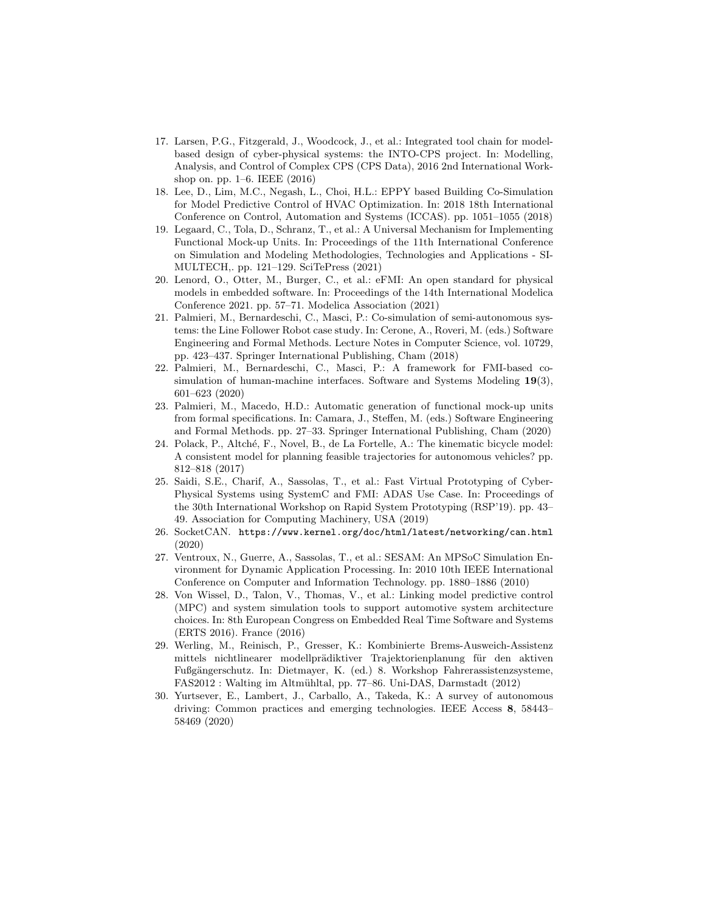17. Larsen, P.G., Fitzgerald, J., Woodcock, J., et al.: Integrated tool chain for model-based design of cyber-physical systems: the INTO-CPS project. In: Modelling, Analysis, and Control of Complex CPS (CPS Data), 2016 2nd International Workshop on. pp. 1–6. IEEE (2016)
18. Lee, D., Lim, M.C., Negash, L., Choi, H.L.: EPPY based Building Co-Simulation for Model Predictive Control of HVAC Optimization. In: 2018 18th International Conference on Control, Automation and Systems (ICCAS). pp. 1051–1055 (2018)
19. Legaard, C., Tola, D., Schranz, T., et al.: A Universal Mechanism for Implementing Functional Mock-up Units. In: Proceedings of the 11th International Conference on Simulation and Modeling Methodologies, Technologies and Applications - SIMULTECH,. pp. 121–129. SciTePress (2021)
20. Lenord, O., Otter, M., Burger, C., et al.: eFMI: An open standard for physical models in embedded software. In: Proceedings of the 14th International Modelica Conference 2021. pp. 57–71. Modelica Association (2021)
21. Palmieri, M., Bernardeschi, C., Masci, P.: Co-simulation of semi-autonomous systems: the Line Follower Robot case study. In: Cerone, A., Roveri, M. (eds.) Software Engineering and Formal Methods. Lecture Notes in Computer Science, vol. 10729, pp. 423–437. Springer International Publishing, Cham (2018)
22. Palmieri, M., Bernardeschi, C., Masci, P.: A framework for FMI-based co-simulation of human-machine interfaces. Software and Systems Modeling **19**(3), 601–623 (2020)
23. Palmieri, M., Macedo, H.D.: Automatic generation of functional mock-up units from formal specifications. In: Camara, J., Steffen, M. (eds.) Software Engineering and Formal Methods. pp. 27–33. Springer International Publishing, Cham (2020)
24. Polack, P., Altché, F., Novel, B., de La Fortelle, A.: The kinematic bicycle model: A consistent model for planning feasible trajectories for autonomous vehicles? pp. 812–818 (2017)
25. Saidi, S.E., Charif, A., Sassolas, T., et al.: Fast Virtual Prototyping of Cyber-Physical Systems using SystemC and FMI: ADAS Use Case. In: Proceedings of the 30th International Workshop on Rapid System Prototyping (RSP'19). pp. 43–49. Association for Computing Machinery, USA (2019)
26. SocketCAN. `https://www.kernel.org/doc/html/latest/networking/can.html` (2020)
27. Ventroux, N., Guerre, A., Sassolas, T., et al.: SESAM: An MPSoC Simulation Environment for Dynamic Application Processing. In: 2010 10th IEEE International Conference on Computer and Information Technology. pp. 1880–1886 (2010)
28. Von Wissel, D., Talon, V., Thomas, V., et al.: Linking model predictive control (MPC) and system simulation tools to support automotive system architecture choices. In: 8th European Congress on Embedded Real Time Software and Systems (ERTS 2016). France (2016)
29. Werling, M., Reinisch, P., Gresser, K.: Kombinierte Brems-Ausweich-Assistenz mittels nichtlinearer modellprädiktiver Trajektorienplanung für den aktiven Fußgängerschutz. In: Dietmayer, K. (ed.) 8. Workshop Fahrerassistenzsysteme, FAS2012 : Walting im Altmühltal, pp. 77–86. Uni-DAS, Darmstadt (2012)
30. Yurtsever, E., Lambert, J., Carballo, A., Takeda, K.: A survey of autonomous driving: Common practices and emerging technologies. IEEE Access **8**, 58443–58469 (2020)